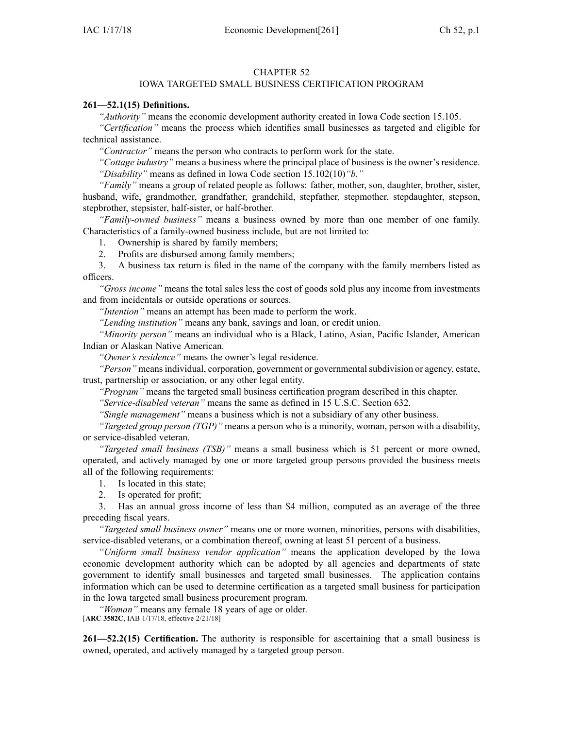# CHAPTER 52

## IOWA TARGETED SMALL BUSINESS CERTIFICATION PROGRAM

**261—52.1(15) Definitions.**

*"Authority"* means the economic development authority created in Iowa Code section 15.105.

*"Certification"* means the process which identifies small businesses as targeted and eligible for technical assistance.

*"Contractor"* means the person who contracts to perform work for the state.

*"Cottage industry"* means a business where the principal place of business is the owner's residence.

*"Disability"* means as defined in Iowa Code section 15.102(10)*"b."*

*"Family"* means a group of related people as follows: father, mother, son, daughter, brother, sister, husband, wife, grandmother, grandfather, grandchild, stepfather, stepmother, stepdaughter, stepson, stepbrother, stepsister, half-sister, or half-brother.

*"Family-owned business"* means a business owned by more than one member of one family. Characteristics of a family-owned business include, but are not limited to:

1. Ownership is shared by family members;
2. Profits are disbursed among family members;
3. A business tax return is filed in the name of the company with the family members listed as officers.

*"Gross income"* means the total sales less the cost of goods sold plus any income from investments and from incidentals or outside operations or sources.

*"Intention"* means an attempt has been made to perform the work.

*"Lending institution"* means any bank, savings and loan, or credit union.

*"Minority person"* means an individual who is a Black, Latino, Asian, Pacific Islander, American Indian or Alaskan Native American.

*"Owner's residence"* means the owner's legal residence.

*"Person"* means individual, corporation, government or governmental subdivision or agency, estate, trust, partnership or association, or any other legal entity.

*"Program"* means the targeted small business certification program described in this chapter.

*"Service-disabled veteran"* means the same as defined in 15 U.S.C. Section 632.

*"Single management"* means a business which is not a subsidiary of any other business.

*"Targeted group person (TGP)"* means a person who is a minority, woman, person with a disability, or service-disabled veteran.

*"Targeted small business (TSB)"* means a small business which is 51 percent or more owned, operated, and actively managed by one or more targeted group persons provided the business meets all of the following requirements:

1. Is located in this state;
2. Is operated for profit;
3. Has an annual gross income of less than $4 million, computed as an average of the three preceding fiscal years.

*"Targeted small business owner"* means one or more women, minorities, persons with disabilities, service-disabled veterans, or a combination thereof, owning at least 51 percent of a business.

*"Uniform small business vendor application"* means the application developed by the Iowa economic development authority which can be adopted by all agencies and departments of state government to identify small businesses and targeted small businesses. The application contains information which can be used to determine certification as a targeted small business for participation in the Iowa targeted small business procurement program.

*"Woman"* means any female 18 years of age or older.

[**ARC 3582C**, IAB 1/17/18, effective 2/21/18]

**261—52.2(15) Certification.** The authority is responsible for ascertaining that a small business is owned, operated, and actively managed by a targeted group person.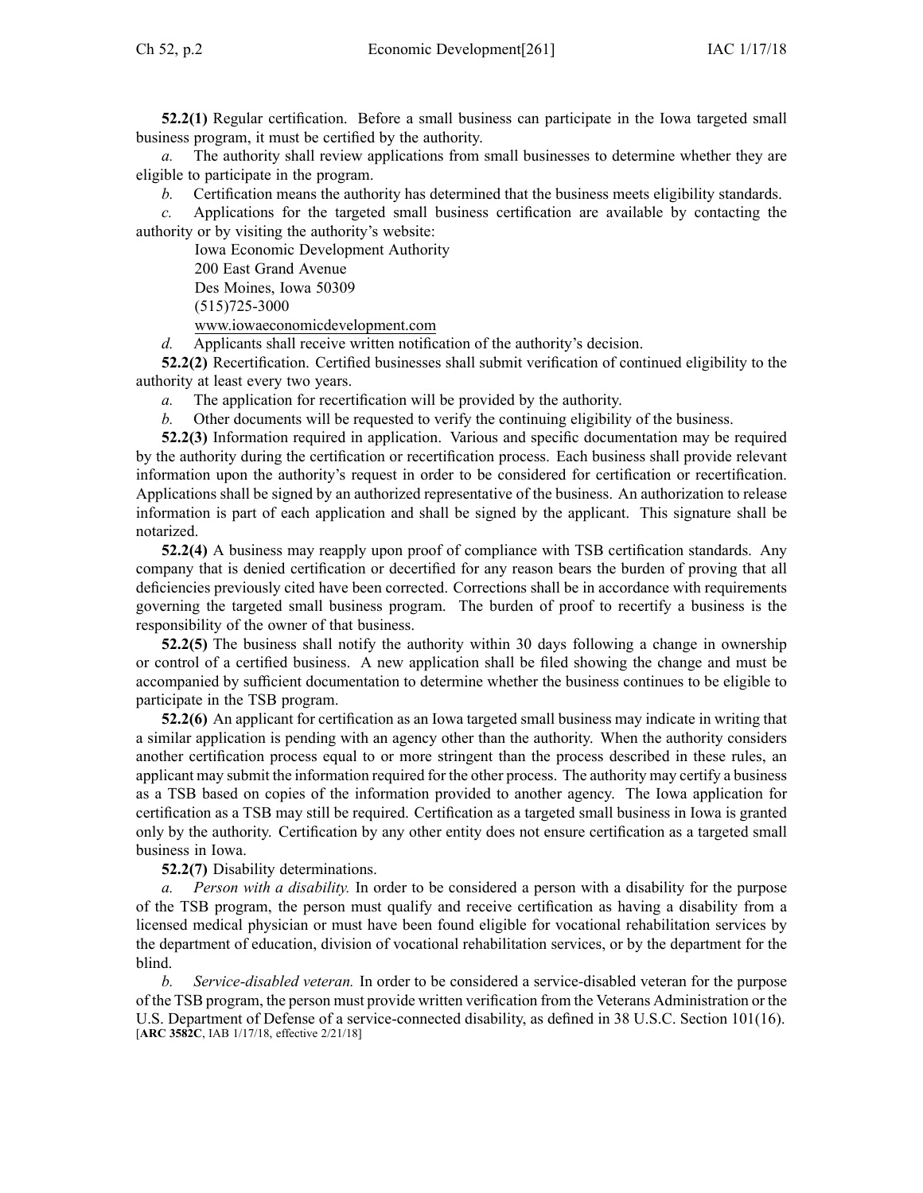**52.2(1)** Regular certification. Before a small business can participate in the Iowa targeted small business program, it must be certified by the authority.

*a.* The authority shall review applications from small businesses to determine whether they are eligible to participate in the program.

*b.* Certification means the authority has determined that the business meets eligibility standards.

*c.* Applications for the targeted small business certification are available by contacting the authority or by visiting the authority's website:

Iowa Economic Development Authority
200 East Grand Avenue
Des Moines, Iowa 50309
(515)725-3000
www.iowaeconomicdevelopment.com

*d.* Applicants shall receive written notification of the authority's decision.

**52.2(2)** Recertification. Certified businesses shall submit verification of continued eligibility to the authority at least every two years.

*a.* The application for recertification will be provided by the authority.

*b.* Other documents will be requested to verify the continuing eligibility of the business.

**52.2(3)** Information required in application. Various and specific documentation may be required by the authority during the certification or recertification process. Each business shall provide relevant information upon the authority's request in order to be considered for certification or recertification. Applications shall be signed by an authorized representative of the business. An authorization to release information is part of each application and shall be signed by the applicant. This signature shall be notarized.

**52.2(4)** A business may reapply upon proof of compliance with TSB certification standards. Any company that is denied certification or decertified for any reason bears the burden of proving that all deficiencies previously cited have been corrected. Corrections shall be in accordance with requirements governing the targeted small business program. The burden of proof to recertify a business is the responsibility of the owner of that business.

**52.2(5)** The business shall notify the authority within 30 days following a change in ownership or control of a certified business. A new application shall be filed showing the change and must be accompanied by sufficient documentation to determine whether the business continues to be eligible to participate in the TSB program.

**52.2(6)** An applicant for certification as an Iowa targeted small business may indicate in writing that a similar application is pending with an agency other than the authority. When the authority considers another certification process equal to or more stringent than the process described in these rules, an applicant may submit the information required for the other process. The authority may certify a business as a TSB based on copies of the information provided to another agency. The Iowa application for certification as a TSB may still be required. Certification as a targeted small business in Iowa is granted only by the authority. Certification by any other entity does not ensure certification as a targeted small business in Iowa.

**52.2(7)** Disability determinations.

*a.* *Person with a disability.* In order to be considered a person with a disability for the purpose of the TSB program, the person must qualify and receive certification as having a disability from a licensed medical physician or must have been found eligible for vocational rehabilitation services by the department of education, division of vocational rehabilitation services, or by the department for the blind.

*b.* *Service-disabled veteran.* In order to be considered a service-disabled veteran for the purpose of the TSB program, the person must provide written verification from the Veterans Administration or the U.S. Department of Defense of a service-connected disability, as defined in 38 U.S.C. Section 101(16).
[**ARC 3582C**, IAB 1/17/18, effective 2/21/18]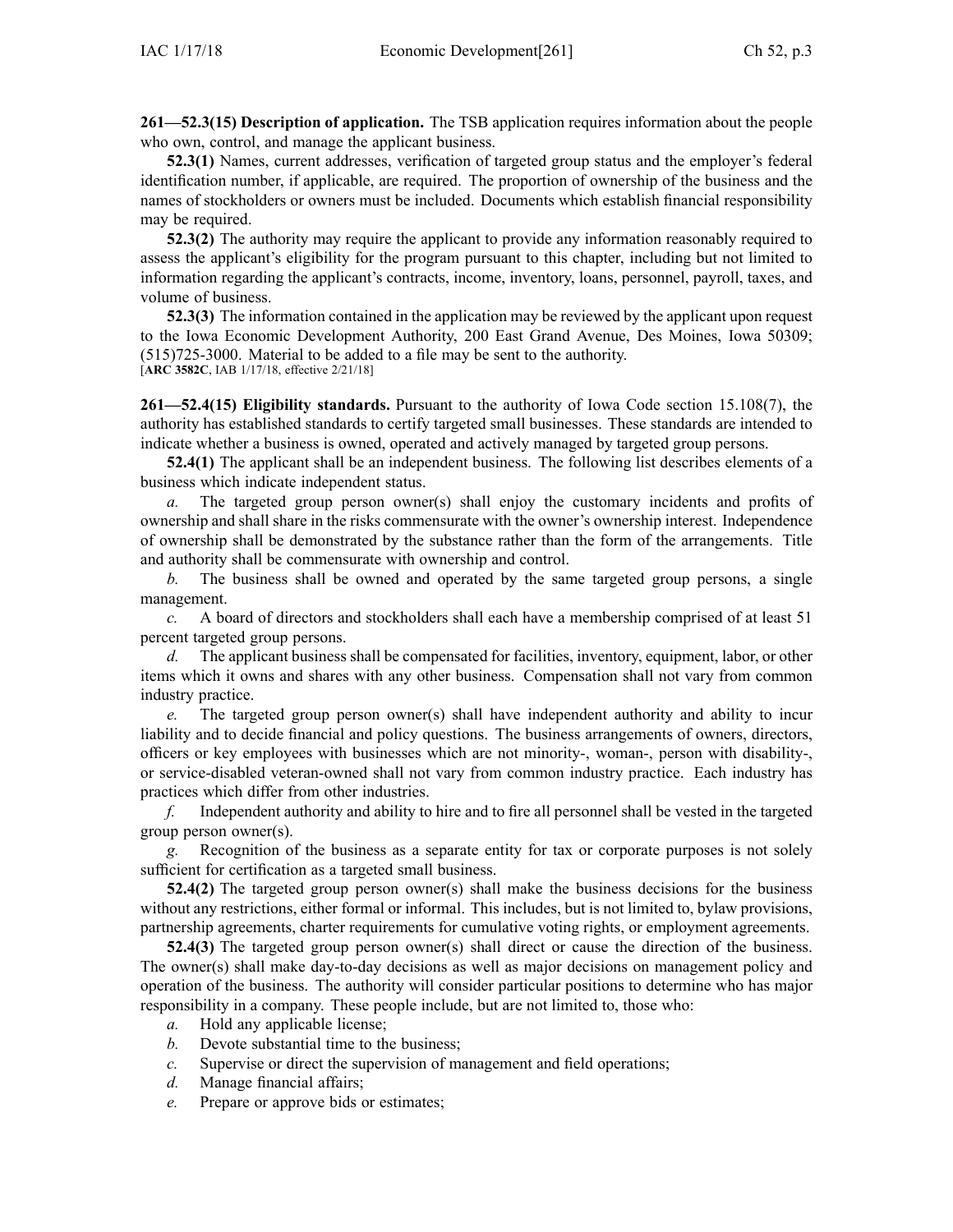**261—52.3(15) Description of application.** The TSB application requires information about the people who own, control, and manage the applicant business.

**52.3(1)** Names, current addresses, verification of targeted group status and the employer's federal identification number, if applicable, are required. The proportion of ownership of the business and the names of stockholders or owners must be included. Documents which establish financial responsibility may be required.

**52.3(2)** The authority may require the applicant to provide any information reasonably required to assess the applicant's eligibility for the program pursuant to this chapter, including but not limited to information regarding the applicant's contracts, income, inventory, loans, personnel, payroll, taxes, and volume of business.

**52.3(3)** The information contained in the application may be reviewed by the applicant upon request to the Iowa Economic Development Authority, 200 East Grand Avenue, Des Moines, Iowa 50309; (515)725-3000. Material to be added to a file may be sent to the authority.
[**ARC 3582C**, IAB 1/17/18, effective 2/21/18]

**261—52.4(15) Eligibility standards.** Pursuant to the authority of Iowa Code section 15.108(7), the authority has established standards to certify targeted small businesses. These standards are intended to indicate whether a business is owned, operated and actively managed by targeted group persons.

**52.4(1)** The applicant shall be an independent business. The following list describes elements of a business which indicate independent status.

*a.* The targeted group person owner(s) shall enjoy the customary incidents and profits of ownership and shall share in the risks commensurate with the owner's ownership interest. Independence of ownership shall be demonstrated by the substance rather than the form of the arrangements. Title and authority shall be commensurate with ownership and control.

*b.* The business shall be owned and operated by the same targeted group persons, a single management.

*c.* A board of directors and stockholders shall each have a membership comprised of at least 51 percent targeted group persons.

*d.* The applicant business shall be compensated for facilities, inventory, equipment, labor, or other items which it owns and shares with any other business. Compensation shall not vary from common industry practice.

*e.* The targeted group person owner(s) shall have independent authority and ability to incur liability and to decide financial and policy questions. The business arrangements of owners, directors, officers or key employees with businesses which are not minority-, woman-, person with disability-, or service-disabled veteran-owned shall not vary from common industry practice. Each industry has practices which differ from other industries.

*f.* Independent authority and ability to hire and to fire all personnel shall be vested in the targeted group person owner(s).

*g.* Recognition of the business as a separate entity for tax or corporate purposes is not solely sufficient for certification as a targeted small business.

**52.4(2)** The targeted group person owner(s) shall make the business decisions for the business without any restrictions, either formal or informal. This includes, but is not limited to, bylaw provisions, partnership agreements, charter requirements for cumulative voting rights, or employment agreements.

**52.4(3)** The targeted group person owner(s) shall direct or cause the direction of the business. The owner(s) shall make day-to-day decisions as well as major decisions on management policy and operation of the business. The authority will consider particular positions to determine who has major responsibility in a company. These people include, but are not limited to, those who:

*a.* Hold any applicable license;

*b.* Devote substantial time to the business;

*c.* Supervise or direct the supervision of management and field operations;

*d.* Manage financial affairs;

*e.* Prepare or approve bids or estimates;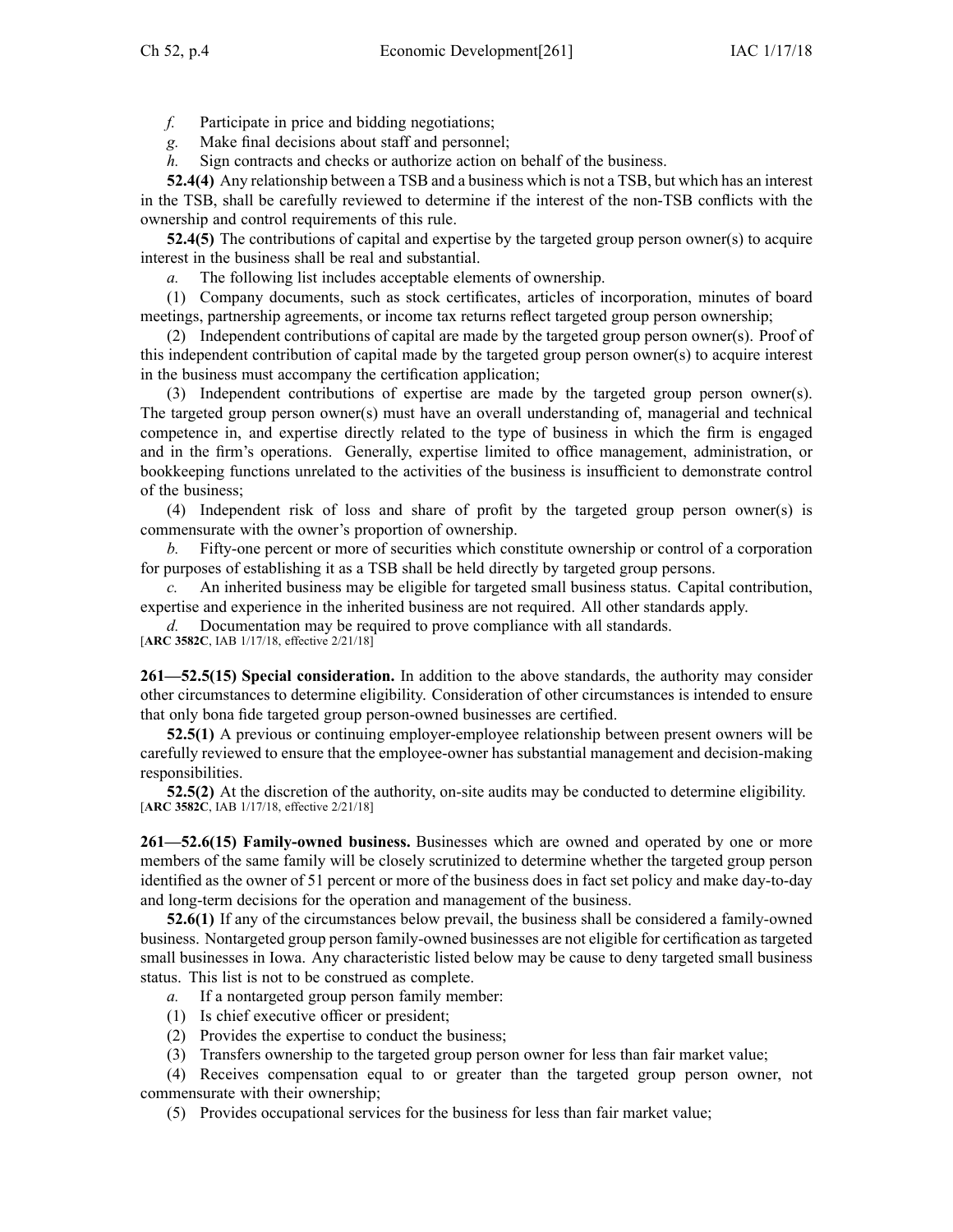*f.* Participate in price and bidding negotiations;

*g.* Make final decisions about staff and personnel;

*h.* Sign contracts and checks or authorize action on behalf of the business.

**52.4(4)** Any relationship between a TSB and a business which is not a TSB, but which has an interest in the TSB, shall be carefully reviewed to determine if the interest of the non-TSB conflicts with the ownership and control requirements of this rule.

**52.4(5)** The contributions of capital and expertise by the targeted group person owner(s) to acquire interest in the business shall be real and substantial.

*a.* The following list includes acceptable elements of ownership.

(1) Company documents, such as stock certificates, articles of incorporation, minutes of board meetings, partnership agreements, or income tax returns reflect targeted group person ownership;

(2) Independent contributions of capital are made by the targeted group person owner(s). Proof of this independent contribution of capital made by the targeted group person owner(s) to acquire interest in the business must accompany the certification application;

(3) Independent contributions of expertise are made by the targeted group person owner(s). The targeted group person owner(s) must have an overall understanding of, managerial and technical competence in, and expertise directly related to the type of business in which the firm is engaged and in the firm's operations. Generally, expertise limited to office management, administration, or bookkeeping functions unrelated to the activities of the business is insufficient to demonstrate control of the business;

(4) Independent risk of loss and share of profit by the targeted group person owner(s) is commensurate with the owner's proportion of ownership.

*b.* Fifty-one percent or more of securities which constitute ownership or control of a corporation for purposes of establishing it as a TSB shall be held directly by targeted group persons.

*c.* An inherited business may be eligible for targeted small business status. Capital contribution, expertise and experience in the inherited business are not required. All other standards apply.

*d.* Documentation may be required to prove compliance with all standards.

[**ARC 3582C**, IAB 1/17/18, effective 2/21/18]

**261—52.5(15) Special consideration.** In addition to the above standards, the authority may consider other circumstances to determine eligibility. Consideration of other circumstances is intended to ensure that only bona fide targeted group person-owned businesses are certified.

**52.5(1)** A previous or continuing employer-employee relationship between present owners will be carefully reviewed to ensure that the employee-owner has substantial management and decision-making responsibilities.

**52.5(2)** At the discretion of the authority, on-site audits may be conducted to determine eligibility.

[**ARC 3582C**, IAB 1/17/18, effective 2/21/18]

**261—52.6(15) Family-owned business.** Businesses which are owned and operated by one or more members of the same family will be closely scrutinized to determine whether the targeted group person identified as the owner of 51 percent or more of the business does in fact set policy and make day-to-day and long-term decisions for the operation and management of the business.

**52.6(1)** If any of the circumstances below prevail, the business shall be considered a family-owned business. Nontargeted group person family-owned businesses are not eligible for certification as targeted small businesses in Iowa. Any characteristic listed below may be cause to deny targeted small business status. This list is not to be construed as complete.

*a.* If a nontargeted group person family member:

(1) Is chief executive officer or president;

(2) Provides the expertise to conduct the business;

(3) Transfers ownership to the targeted group person owner for less than fair market value;

(4) Receives compensation equal to or greater than the targeted group person owner, not commensurate with their ownership;

(5) Provides occupational services for the business for less than fair market value;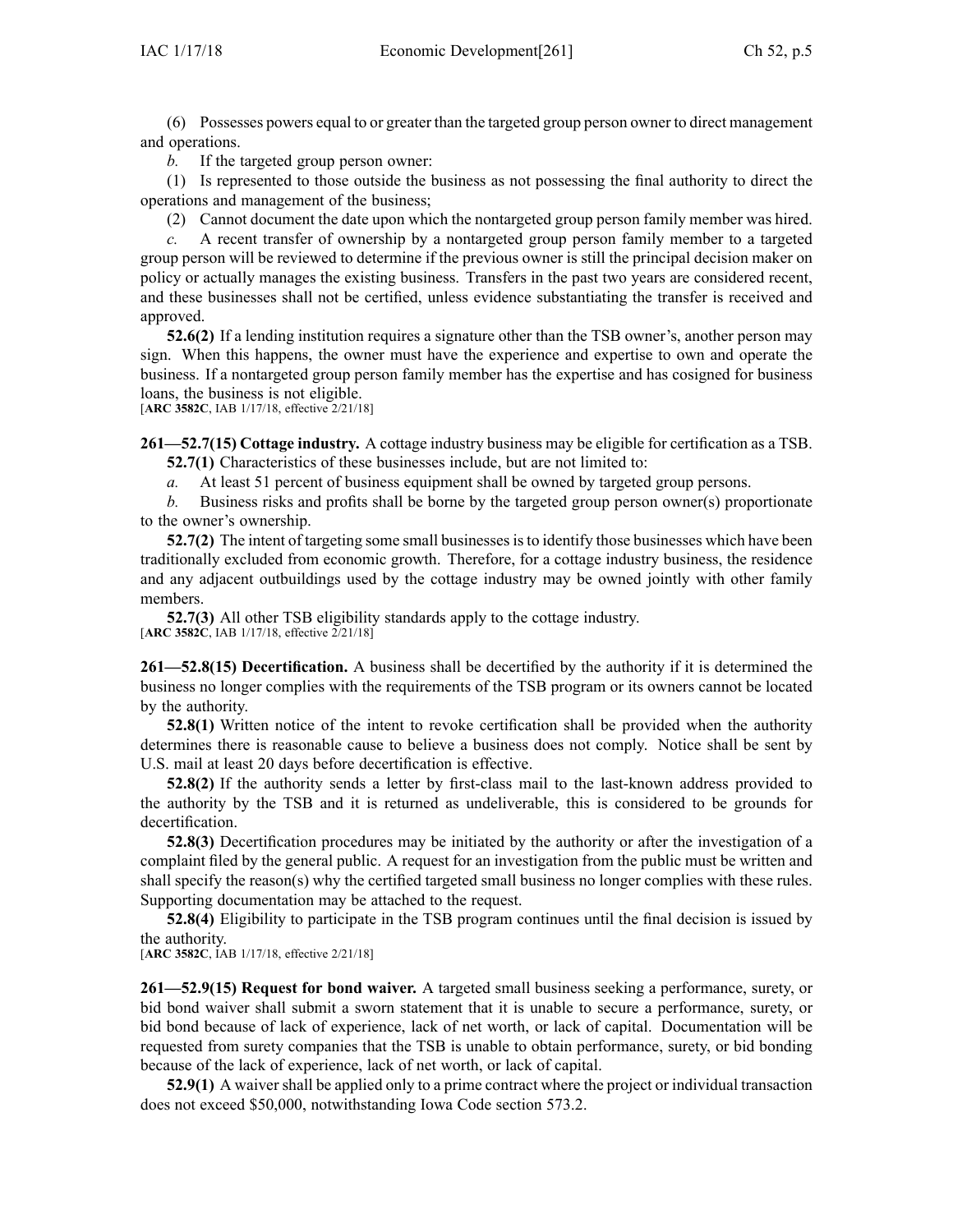(6) Possesses powers equal to or greater than the targeted group person owner to direct management and operations.

*b.* If the targeted group person owner:

(1) Is represented to those outside the business as not possessing the final authority to direct the operations and management of the business;

(2) Cannot document the date upon which the nontargeted group person family member was hired.

*c.* A recent transfer of ownership by a nontargeted group person family member to a targeted group person will be reviewed to determine if the previous owner is still the principal decision maker on policy or actually manages the existing business. Transfers in the past two years are considered recent, and these businesses shall not be certified, unless evidence substantiating the transfer is received and approved.

**52.6(2)** If a lending institution requires a signature other than the TSB owner's, another person may sign. When this happens, the owner must have the experience and expertise to own and operate the business. If a nontargeted group person family member has the expertise and has cosigned for business loans, the business is not eligible.

[**ARC 3582C**, IAB 1/17/18, effective 2/21/18]

**261—52.7(15) Cottage industry.** A cottage industry business may be eligible for certification as a TSB.

**52.7(1)** Characteristics of these businesses include, but are not limited to:

*a.* At least 51 percent of business equipment shall be owned by targeted group persons.

*b.* Business risks and profits shall be borne by the targeted group person owner(s) proportionate to the owner's ownership.

**52.7(2)** The intent of targeting some small businesses is to identify those businesses which have been traditionally excluded from economic growth. Therefore, for a cottage industry business, the residence and any adjacent outbuildings used by the cottage industry may be owned jointly with other family members.

**52.7(3)** All other TSB eligibility standards apply to the cottage industry.

[**ARC 3582C**, IAB 1/17/18, effective 2/21/18]

**261—52.8(15) Decertification.** A business shall be decertified by the authority if it is determined the business no longer complies with the requirements of the TSB program or its owners cannot be located by the authority.

**52.8(1)** Written notice of the intent to revoke certification shall be provided when the authority determines there is reasonable cause to believe a business does not comply. Notice shall be sent by U.S. mail at least 20 days before decertification is effective.

**52.8(2)** If the authority sends a letter by first-class mail to the last-known address provided to the authority by the TSB and it is returned as undeliverable, this is considered to be grounds for decertification.

**52.8(3)** Decertification procedures may be initiated by the authority or after the investigation of a complaint filed by the general public. A request for an investigation from the public must be written and shall specify the reason(s) why the certified targeted small business no longer complies with these rules. Supporting documentation may be attached to the request.

**52.8(4)** Eligibility to participate in the TSB program continues until the final decision is issued by the authority.

[**ARC 3582C**, IAB 1/17/18, effective 2/21/18]

**261—52.9(15) Request for bond waiver.** A targeted small business seeking a performance, surety, or bid bond waiver shall submit a sworn statement that it is unable to secure a performance, surety, or bid bond because of lack of experience, lack of net worth, or lack of capital. Documentation will be requested from surety companies that the TSB is unable to obtain performance, surety, or bid bonding because of the lack of experience, lack of net worth, or lack of capital.

**52.9(1)** A waiver shall be applied only to a prime contract where the project or individual transaction does not exceed $50,000, notwithstanding Iowa Code section 573.2.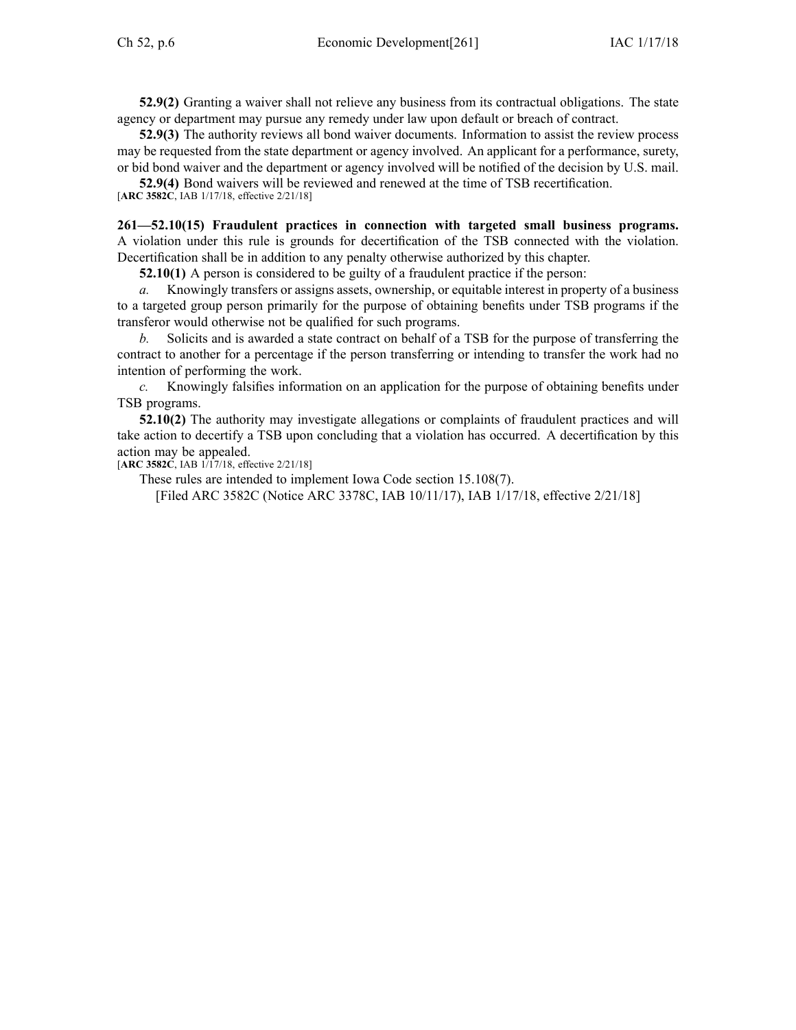**52.9(2)** Granting a waiver shall not relieve any business from its contractual obligations. The state agency or department may pursue any remedy under law upon default or breach of contract.

**52.9(3)** The authority reviews all bond waiver documents. Information to assist the review process may be requested from the state department or agency involved. An applicant for a performance, surety, or bid bond waiver and the department or agency involved will be notified of the decision by U.S. mail.

**52.9(4)** Bond waivers will be reviewed and renewed at the time of TSB recertification.

[**ARC 3582C**, IAB 1/17/18, effective 2/21/18]

**261—52.10(15) Fraudulent practices in connection with targeted small business programs.** A violation under this rule is grounds for decertification of the TSB connected with the violation. Decertification shall be in addition to any penalty otherwise authorized by this chapter.

**52.10(1)** A person is considered to be guilty of a fraudulent practice if the person:

*a.* Knowingly transfers or assigns assets, ownership, or equitable interest in property of a business to a targeted group person primarily for the purpose of obtaining benefits under TSB programs if the transferor would otherwise not be qualified for such programs.

*b.* Solicits and is awarded a state contract on behalf of a TSB for the purpose of transferring the contract to another for a percentage if the person transferring or intending to transfer the work had no intention of performing the work.

*c.* Knowingly falsifies information on an application for the purpose of obtaining benefits under TSB programs.

**52.10(2)** The authority may investigate allegations or complaints of fraudulent practices and will take action to decertify a TSB upon concluding that a violation has occurred. A decertification by this action may be appealed.

[**ARC 3582C**, IAB 1/17/18, effective 2/21/18]

These rules are intended to implement Iowa Code section 15.108(7).

[Filed ARC 3582C (Notice ARC 3378C, IAB 10/11/17), IAB 1/17/18, effective 2/21/18]